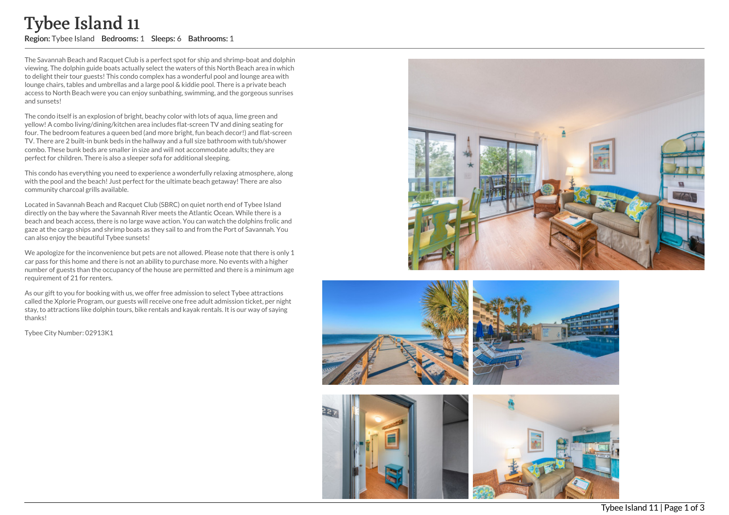# Tybee Island 11

**Region:** Tybee Island **Bedrooms:** 1 **Sleeps:** 6 **Bathrooms:** 1

The Savannah Beach and Racquet Club is a perfect spot for ship and shrimp-boat and dolphin viewing. The dolphin guide boats actually select the waters of this North Beach area in which to delight their tour guests! This condo complex has a wonderful pool and lounge area with lounge chairs, tables and umbrellas and a large pool & kiddie pool. There is a private beach access to North Beach were you can enjoy sunbathing, swimming, and the gorgeous sunrises and sunsets!

The condo itself is an explosion of bright, beachy color with lots of aqua, lime green and yellow! A combo living/dining/kitchen area includes flat-screen TV and dining seating for four. The bedroom features a queen bed (and more bright, fun beach decor!) and flat-screen TV. There are 2 built-in bunk beds in the hallway and a full size bathroom with tub/shower combo. These bunk beds are smaller in size and will not accommodate adults; they are perfect for children. There is also a sleeper sofa for additional sleeping.

This condo has everything you need to experience a wonderfully relaxing atmosphere, along with the pool and the beach! Just perfect for the ultimate beach getaway! There are also community charcoal grills available.

Located in Savannah Beach and Racquet Club (SBRC) on quiet north end of Tybee Island directly on the bay where the Savannah River meets the Atlantic Ocean. While there is a beach and beach access, there is no large wave action. You can watch the dolphins frolic and gaze at the cargo ships and shrimp boats as they sail to and from the Port of Savannah. You can also enjoy the beautiful Tybee sunsets!

We apologize for the inconvenience but pets are not allowed. Please note that there is only 1 car pass for this home and there is not an ability to purchase more. No events with a higher number of guests than the occupancy of the house are permitted and there is a minimum age requirement of 21 for renters.

As our gift to you for booking with us, we offer free admission to select Tybee attractions called the Xplorie Program, our guests will receive one free adult admission ticket, per night stay, to attractions like dolphin tours, bike rentals and kayak rentals. It is our way of saying thanks!

Tybee City Number: 02913K1